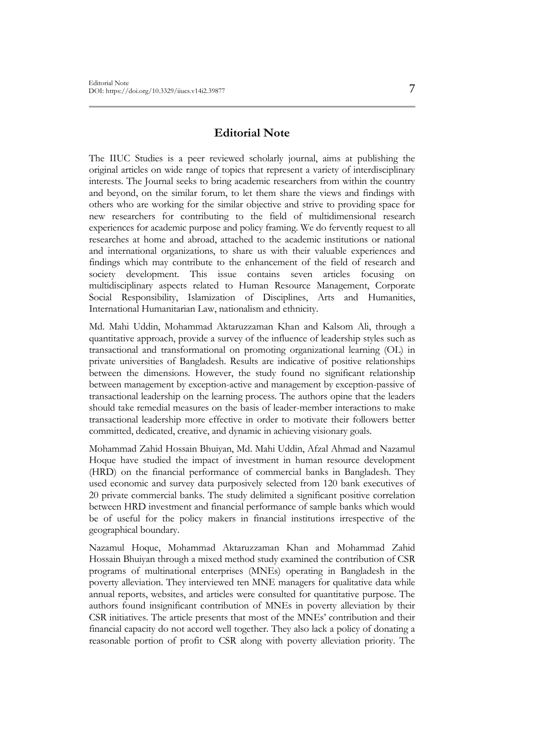# Editorial Note

The IIUC Studies is a peer reviewed scholarly journal, aims at publishing the original articles on wide range of topics that represent a variety of interdisciplinary interests. The Journal seeks to bring academic researchers from within the country and beyond, on the similar forum, to let them share the views and findings with others who are working for the similar objective and strive to providing space for new researchers for contributing to the field of multidimensional research experiences for academic purpose and policy framing. We do fervently request to all researches at home and abroad, attached to the academic institutions or national and international organizations, to share us with their valuable experiences and findings which may contribute to the enhancement of the field of research and society development. This issue contains seven articles focusing on multidisciplinary aspects related to Human Resource Management, Corporate Social Responsibility, Islamization of Disciplines, Arts and Humanities, International Humanitarian Law, nationalism and ethnicity.

Md. Mahi Uddin, Mohammad Aktaruzzaman Khan and Kalsom Ali, through a quantitative approach, provide a survey of the influence of leadership styles such as transactional and transformational on promoting organizational learning (OL) in private universities of Bangladesh. Results are indicative of positive relationships between the dimensions. However, the study found no significant relationship between management by exception-active and management by exception-passive of transactional leadership on the learning process. The authors opine that the leaders should take remedial measures on the basis of leader-member interactions to make transactional leadership more effective in order to motivate their followers better committed, dedicated, creative, and dynamic in achieving visionary goals.

Mohammad Zahid Hossain Bhuiyan, Md. Mahi Uddin, Afzal Ahmad and Nazamul Hoque have studied the impact of investment in human resource development (HRD) on the financial performance of commercial banks in Bangladesh. They used economic and survey data purposively selected from 120 bank executives of 20 private commercial banks. The study delimited a significant positive correlation between HRD investment and financial performance of sample banks which would be of useful for the policy makers in financial institutions irrespective of the geographical boundary.

Nazamul Hoque, Mohammad Aktaruzzaman Khan and Mohammad Zahid Hossain Bhuiyan through a mixed method study examined the contribution of CSR programs of multinational enterprises (MNEs) operating in Bangladesh in the poverty alleviation. They interviewed ten MNE managers for qualitative data while annual reports, websites, and articles were consulted for quantitative purpose. The authors found insignificant contribution of MNEs in poverty alleviation by their CSR initiatives. The article presents that most of the MNEs' contribution and their financial capacity do not accord well together. They also lack a policy of donating a reasonable portion of profit to CSR along with poverty alleviation priority. The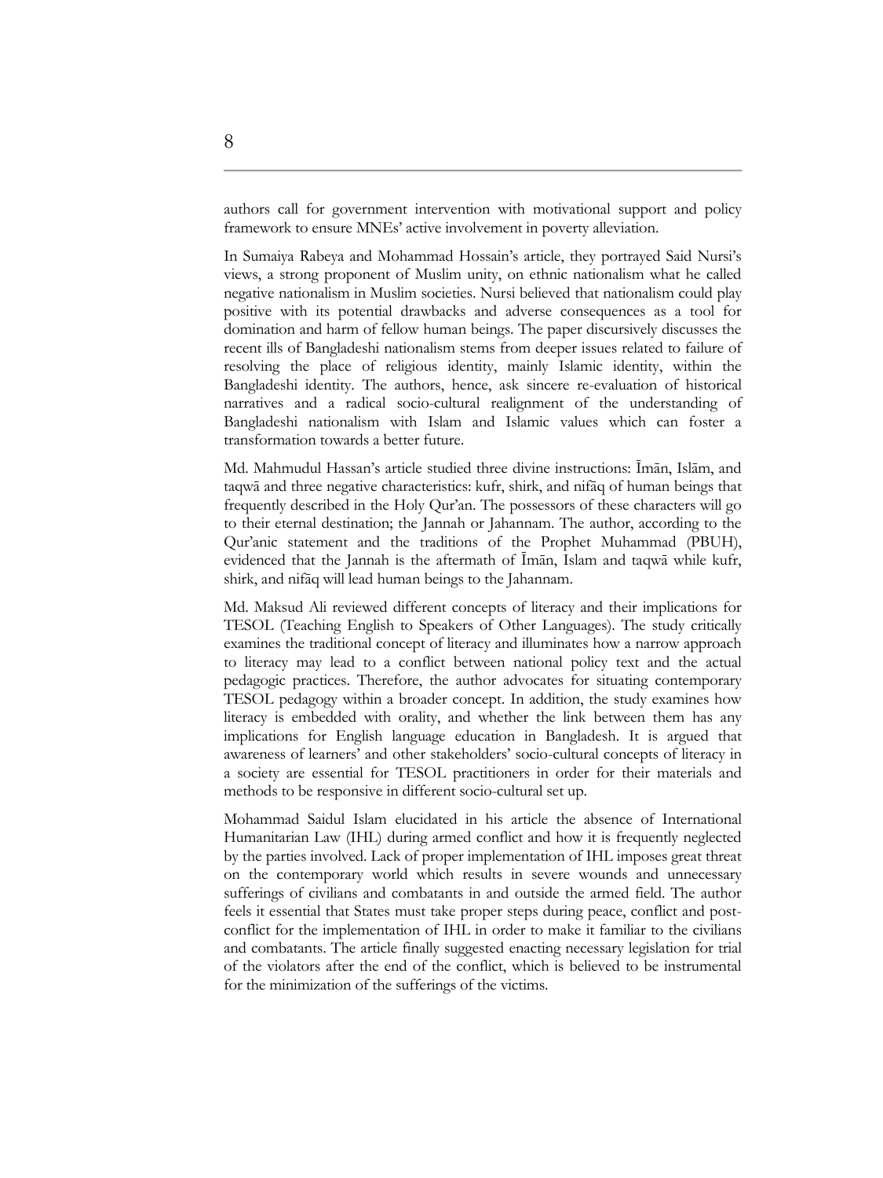authors call for government intervention with motivational support and policy framework to ensure MNEs' active involvement in poverty alleviation.

In Sumaiya Rabeya and Mohammad Hossain's article, they portrayed Said Nursi's views, a strong proponent of Muslim unity, on ethnic nationalism what he called negative nationalism in Muslim societies. Nursi believed that nationalism could play positive with its potential drawbacks and adverse consequences as a tool for domination and harm of fellow human beings. The paper discursively discusses the recent ills of Bangladeshi nationalism stems from deeper issues related to failure of resolving the place of religious identity, mainly Islamic identity, within the Bangladeshi identity. The authors, hence, ask sincere re-evaluation of historical narratives and a radical socio-cultural realignment of the understanding of Bangladeshi nationalism with Islam and Islamic values which can foster a transformation towards a better future.

Md. Mahmudul Hassan's article studied three divine instructions: Īmān, Islām, and taqwā and three negative characteristics: kufr, shirk, and nifāq of human beings that frequently described in the Holy Qur'an. The possessors of these characters will go to their eternal destination; the Jannah or Jahannam. The author, according to the Qur'anic statement and the traditions of the Prophet Muhammad (PBUH), evidenced that the Jannah is the aftermath of Īmān, Islam and taqwā while kufr, shirk, and nifāq will lead human beings to the Jahannam.

Md. Maksud Ali reviewed different concepts of literacy and their implications for TESOL (Teaching English to Speakers of Other Languages). The study critically examines the traditional concept of literacy and illuminates how a narrow approach to literacy may lead to a conflict between national policy text and the actual pedagogic practices. Therefore, the author advocates for situating contemporary TESOL pedagogy within a broader concept. In addition, the study examines how literacy is embedded with orality, and whether the link between them has any implications for English language education in Bangladesh. It is argued that awareness of learners' and other stakeholders' socio-cultural concepts of literacy in a society are essential for TESOL practitioners in order for their materials and methods to be responsive in different socio-cultural set up.

Mohammad Saidul Islam elucidated in his article the absence of International Humanitarian Law (IHL) during armed conflict and how it is frequently neglected by the parties involved. Lack of proper implementation of IHL imposes great threat on the contemporary world which results in severe wounds and unnecessary sufferings of civilians and combatants in and outside the armed field. The author feels it essential that States must take proper steps during peace, conflict and post-conflict for the implementation of IHL in order to make it familiar to the civilians and combatants. The article finally suggested enacting necessary legislation for trial of the violators after the end of the conflict, which is believed to be instrumental for the minimization of the sufferings of the victims.